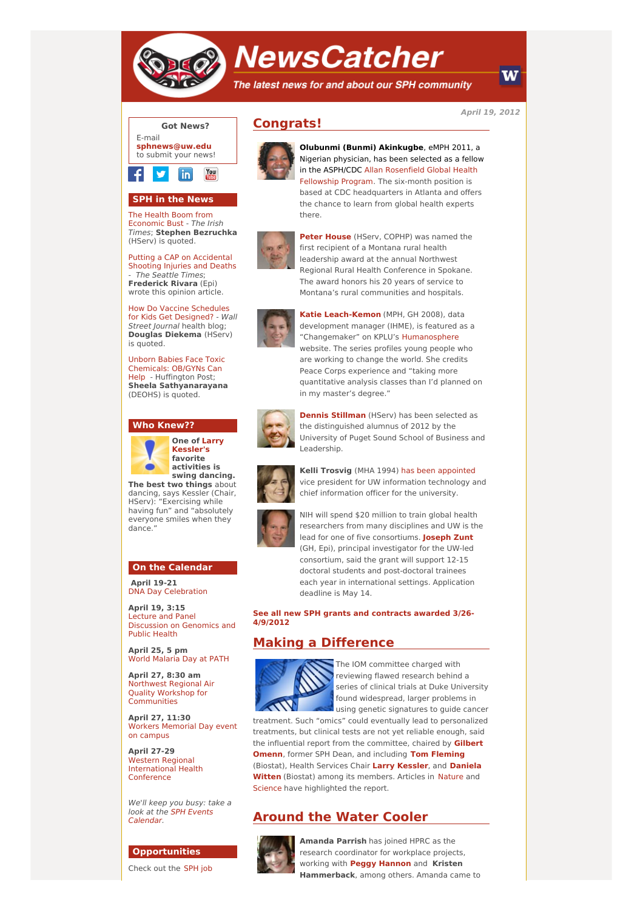# NewsCatcher

*The latest news for and about our SPH community*

*April 19, 2012*

**Got News?**

E-mail **sphnews@uw.edu** to submit your news!

## SPH in the News

The Health Boom from Economic Bust - *The Irish Times*; **Stephen Bezruchka** (HServ) is quoted.

Putting a CAP on Accidental Shooting Injuries and Deaths - *The Seattle Times*; **Frederick Rivara** (Epi) wrote this opinion article.

How Do Vaccine Schedules for Kids Get Designed? - *Wall Street Journal* health blog; **Douglas Diekema** (HServ) is quoted.

Unborn Babies Face Toxic Chemicals: OB/GYNs Can Help - Huffington Post; **Sheela Sathyanarayana** (DEOHS) is quoted.

## Who Knew??

**One of Larry Kessler's favorite activities is swing dancing. The best two things** about dancing, says Kessler (Chair, HServ): "Exercising while having fun" and "absolutely everyone smiles when they dance."

## On the Calendar

**April 19-21**
DNA Day Celebration

**April 19, 3:15**
Lecture and Panel Discussion on Genomics and Public Health

**April 25, 5 pm**
World Malaria Day at PATH

**April 27, 8:30 am**
Northwest Regional Air Quality Workshop for Communities

**April 27, 11:30**
Workers Memorial Day event on campus

**April 27-29**
Western Regional International Health Conference

*We'll keep you busy: take a look at the SPH Events Calendar.*

## Opportunities

Check out the SPH job

## Congrats!

**Olubunmi (Bunmi) Akinkugbe**, eMPH 2011, a Nigerian physician, has been selected as a fellow in the ASPH/CDC Allan Rosenfield Global Health Fellowship Program. The six-month position is based at CDC headquarters in Atlanta and offers the chance to learn from global health experts there.

**Peter House** (HServ, COPHP) was named the first recipient of a Montana rural health leadership award at the annual Northwest Regional Rural Health Conference in Spokane. The award honors his 20 years of service to Montana's rural communities and hospitals.

**Katie Leach-Kemon** (MPH, GH 2008), data development manager (IHME), is featured as a "Changemaker" on KPLU's Humanosphere website. The series profiles young people who are working to change the world. She credits Peace Corps experience and "taking more quantitative analysis classes than I'd planned on in my master's degree."

**Dennis Stillman** (HServ) has been selected as the distinguished alumnus of 2012 by the University of Puget Sound School of Business and Leadership.

**Kelli Trosvig** (MHA 1994) has been appointed vice president for UW information technology and chief information officer for the university.

NIH will spend $20 million to train global health researchers from many disciplines and UW is the lead for one of five consortiums. **Joseph Zunt** (GH, Epi), principal investigator for the UW-led consortium, said the grant will support 12-15 doctoral students and post-doctoral trainees each year in international settings. Application deadline is May 14.

**See all new SPH grants and contracts awarded 3/26-4/9/2012**

## Making a Difference

The IOM committee charged with reviewing flawed research behind a series of clinical trials at Duke University found widespread, larger problems in using genetic signatures to guide cancer treatment. Such "omics" could eventually lead to personalized treatments, but clinical tests are not yet reliable enough, said the influential report from the committee, chaired by **Gilbert Omenn**, former SPH Dean, and including **Tom Fleming** (Biostat), Health Services Chair **Larry Kessler**, and **Daniela Witten** (Biostat) among its members. Articles in Nature and Science have highlighted the report.

## Around the Water Cooler

**Amanda Parrish** has joined HPRC as the research coordinator for workplace projects, working with **Peggy Hannon** and **Kristen Hammerback**, among others. Amanda came to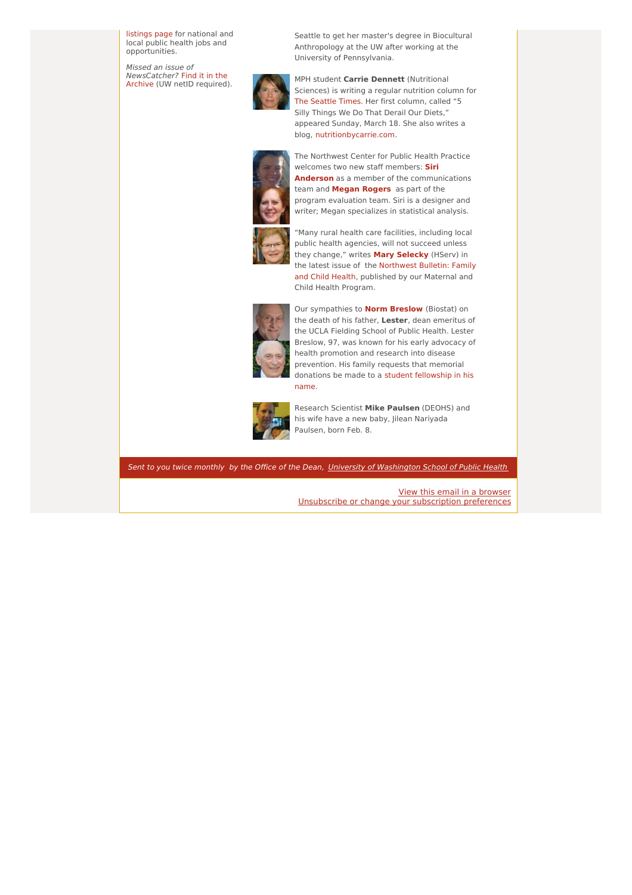listings page for national and local public health jobs and opportunities.

*Missed an issue of NewsCatcher?* Find it in the Archive (UW netID required).

Seattle to get her master's degree in Biocultural Anthropology at the UW after working at the University of Pennsylvania.

MPH student **Carrie Dennett** (Nutritional Sciences) is writing a regular nutrition column for The Seattle Times. Her first column, called "5 Silly Things We Do That Derail Our Diets," appeared Sunday, March 18. She also writes a blog, nutritionbycarrie.com.

The Northwest Center for Public Health Practice welcomes two new staff members: **Siri Anderson** as a member of the communications team and **Megan Rogers** as part of the program evaluation team. Siri is a designer and writer; Megan specializes in statistical analysis.

"Many rural health care facilities, including local public health agencies, will not succeed unless they change," writes **Mary Selecky** (HServ) in the latest issue of the Northwest Bulletin: Family and Child Health, published by our Maternal and Child Health Program.

Our sympathies to **Norm Breslow** (Biostat) on the death of his father, **Lester**, dean emeritus of the UCLA Fielding School of Public Health. Lester Breslow, 97, was known for his early advocacy of health promotion and research into disease prevention. His family requests that memorial donations be made to a student fellowship in his name.

Research Scientist **Mike Paulsen** (DEOHS) and his wife have a new baby, Jilean Nariyada Paulsen, born Feb. 8.

*Sent to you twice monthly by the Office of the Dean, University of Washington School of Public Health*

View this email in a browser
Unsubscribe or change your subscription preferences